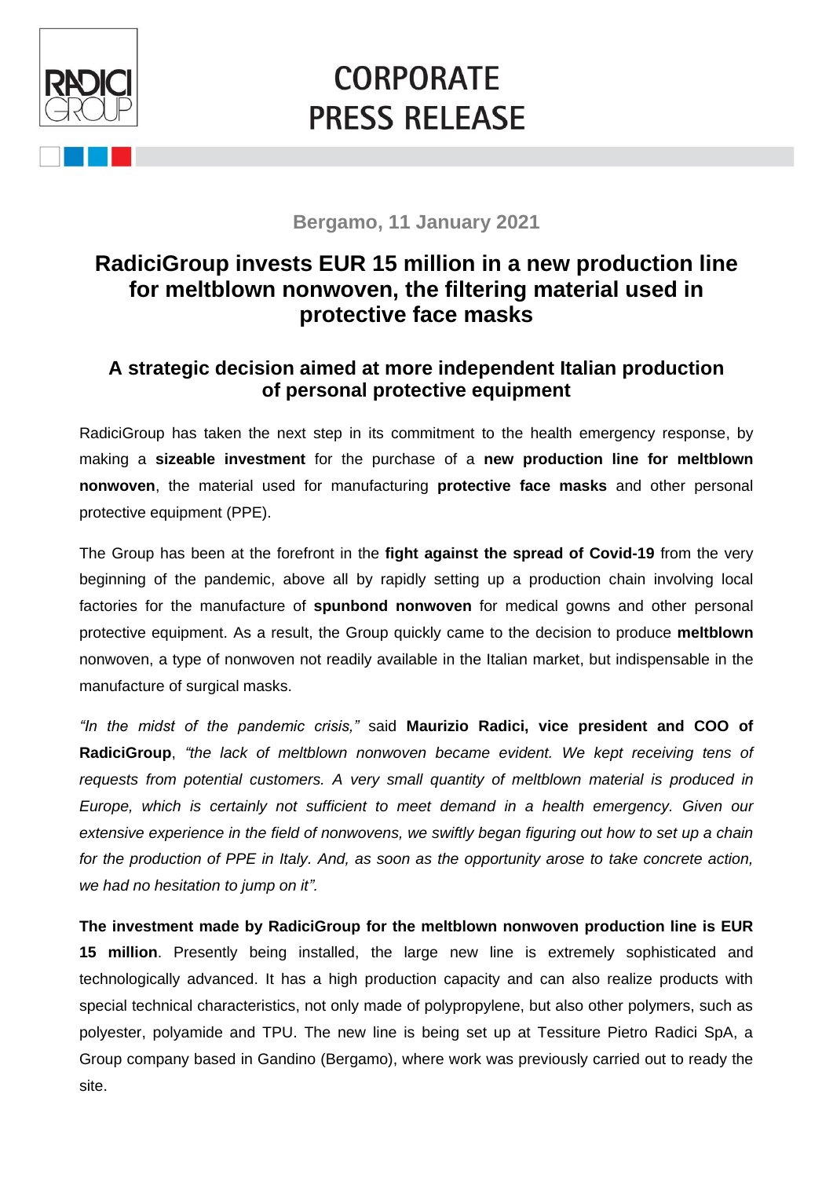# CORPORATE PRESS RELEASE

**Bergamo, 11 January 2021**

## RadiciGroup invests EUR 15 million in a new production line for meltblown nonwoven, the filtering material used in protective face masks

### A strategic decision aimed at more independent Italian production of personal protective equipment

RadiciGroup has taken the next step in its commitment to the health emergency response, by making a **sizeable investment** for the purchase of a **new production line for meltblown nonwoven**, the material used for manufacturing **protective face masks** and other personal protective equipment (PPE).

The Group has been at the forefront in the **fight against the spread of Covid-19** from the very beginning of the pandemic, above all by rapidly setting up a production chain involving local factories for the manufacture of **spunbond nonwoven** for medical gowns and other personal protective equipment. As a result, the Group quickly came to the decision to produce **meltblown** nonwoven, a type of nonwoven not readily available in the Italian market, but indispensable in the manufacture of surgical masks.

*"In the midst of the pandemic crisis,"* said **Maurizio Radici, vice president and COO of RadiciGroup**, *"the lack of meltblown nonwoven became evident. We kept receiving tens of requests from potential customers. A very small quantity of meltblown material is produced in Europe, which is certainly not sufficient to meet demand in a health emergency. Given our extensive experience in the field of nonwovens, we swiftly began figuring out how to set up a chain for the production of PPE in Italy. And, as soon as the opportunity arose to take concrete action, we had no hesitation to jump on it".*

**The investment made by RadiciGroup for the meltblown nonwoven production line is EUR 15 million**. Presently being installed, the large new line is extremely sophisticated and technologically advanced. It has a high production capacity and can also realize products with special technical characteristics, not only made of polypropylene, but also other polymers, such as polyester, polyamide and TPU. The new line is being set up at Tessiture Pietro Radici SpA, a Group company based in Gandino (Bergamo), where work was previously carried out to ready the site.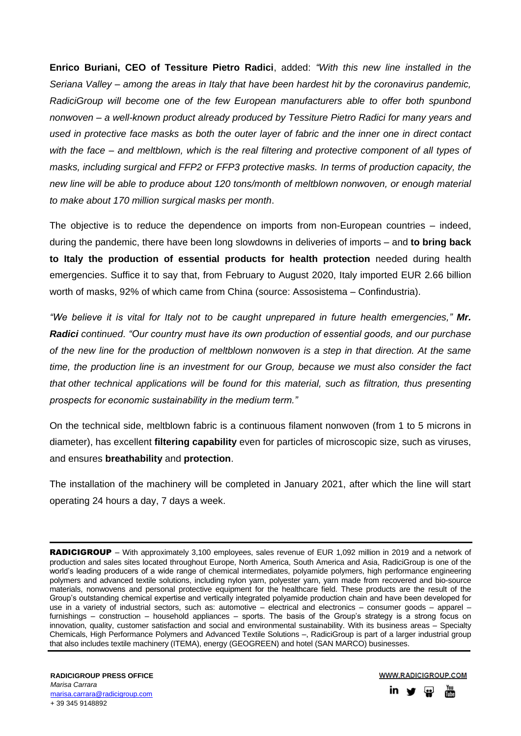**Enrico Buriani, CEO of Tessiture Pietro Radici**, added: *"With this new line installed in the Seriana Valley – among the areas in Italy that have been hardest hit by the coronavirus pandemic, RadiciGroup will become one of the few European manufacturers able to offer both spunbond nonwoven – a well-known product already produced by Tessiture Pietro Radici for many years and used in protective face masks as both the outer layer of fabric and the inner one in direct contact with the face – and meltblown, which is the real filtering and protective component of all types of masks, including surgical and FFP2 or FFP3 protective masks. In terms of production capacity, the new line will be able to produce about 120 tons/month of meltblown nonwoven, or enough material to make about 170 million surgical masks per month*.

The objective is to reduce the dependence on imports from non-European countries – indeed, during the pandemic, there have been long slowdowns in deliveries of imports – and **to bring back to Italy the production of essential products for health protection** needed during health emergencies. Suffice it to say that, from February to August 2020, Italy imported EUR 2.66 billion worth of masks, 92% of which came from China (source: Assosistema – Confindustria).

*"We believe it is vital for Italy not to be caught unprepared in future health emergencies,"* ***Mr. Radici*** *continued. "Our country must have its own production of essential goods, and our purchase of the new line for the production of meltblown nonwoven is a step in that direction. At the same time, the production line is an investment for our Group, because we must also consider the fact that other technical applications will be found for this material, such as filtration, thus presenting prospects for economic sustainability in the medium term."*

On the technical side, meltblown fabric is a continuous filament nonwoven (from 1 to 5 microns in diameter), has excellent **filtering capability** even for particles of microscopic size, such as viruses, and ensures **breathability** and **protection**.

The installation of the machinery will be completed in January 2021, after which the line will start operating 24 hours a day, 7 days a week.

---

**RADICIGROUP** – With approximately 3,100 employees, sales revenue of EUR 1,092 million in 2019 and a network of production and sales sites located throughout Europe, North America, South America and Asia, RadiciGroup is one of the world's leading producers of a wide range of chemical intermediates, polyamide polymers, high performance engineering polymers and advanced textile solutions, including nylon yarn, polyester yarn, yarn made from recovered and bio-source materials, nonwovens and personal protective equipment for the healthcare field. These products are the result of the Group's outstanding chemical expertise and vertically integrated polyamide production chain and have been developed for use in a variety of industrial sectors, such as: automotive – electrical and electronics – consumer goods – apparel – furnishings – construction – household appliances – sports. The basis of the Group's strategy is a strong focus on innovation, quality, customer satisfaction and social and environmental sustainability. With its business areas – Specialty Chemicals, High Performance Polymers and Advanced Textile Solutions –, RadiciGroup is part of a larger industrial group that also includes textile machinery (ITEMA), energy (GEOGREEN) and hotel (SAN MARCO) businesses.

---

**RADICIGROUP PRESS OFFICE**
*Marisa Carrara*
marisa.carrara@radicigroup.com
+ 39 345 9148892

WWW.RADICIGROUP.COM